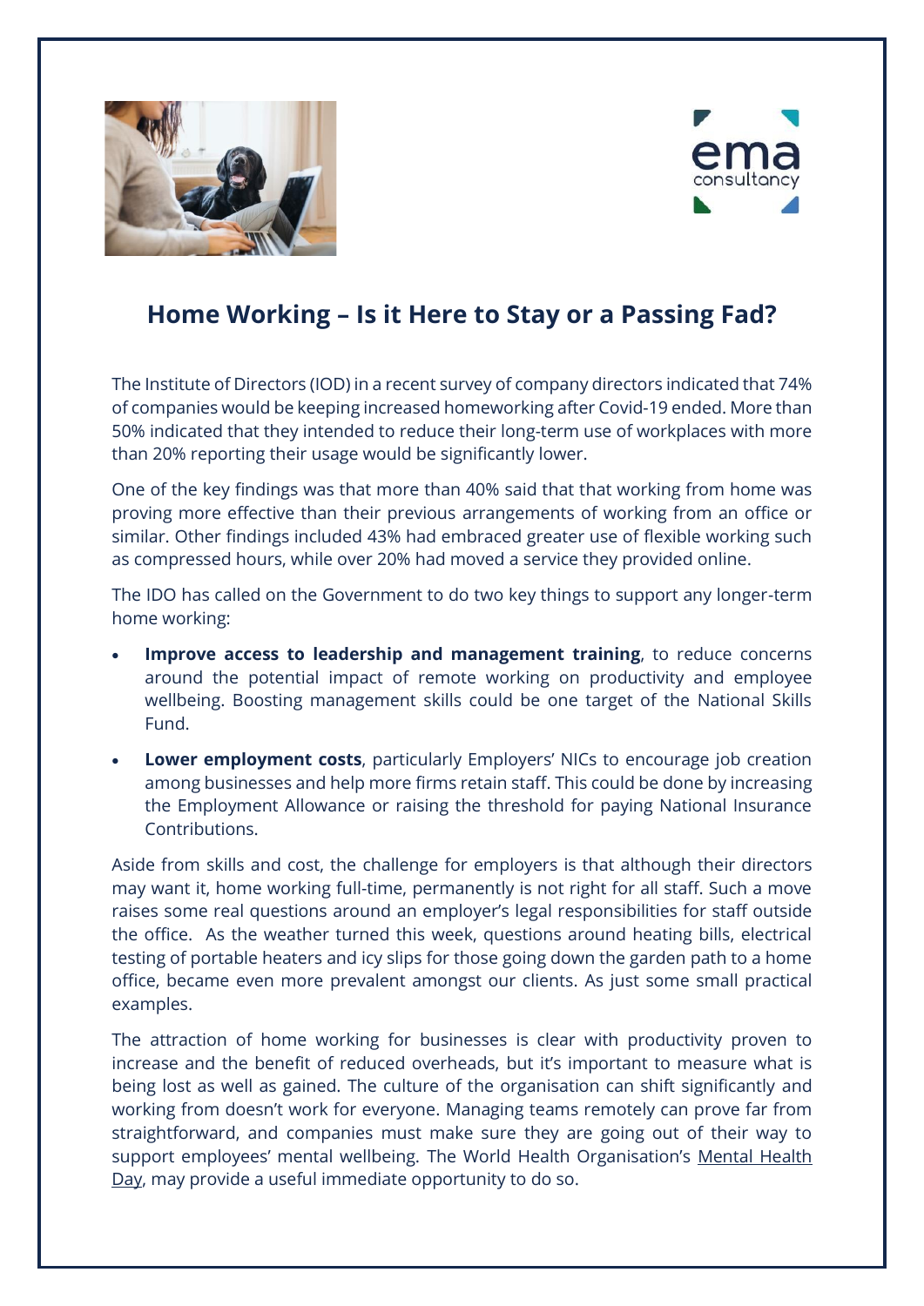# Home Working – Is it Here to Stay or a Passing Fad?

The Institute of Directors (IOD) in a recent survey of company directors indicated that 74% of companies would be keeping increased homeworking after Covid-19 ended. More than 50% indicated that they intended to reduce their long-term use of workplaces with more than 20% reporting their usage would be significantly lower.

One of the key findings was that more than 40% said that that working from home was proving more effective than their previous arrangements of working from an office or similar. Other findings included 43% had embraced greater use of flexible working such as compressed hours, while over 20% had moved a service they provided online.

The IDO has called on the Government to do two key things to support any longer-term home working:

- **Improve access to leadership and management training**, to reduce concerns around the potential impact of remote working on productivity and employee wellbeing. Boosting management skills could be one target of the National Skills Fund.
- **Lower employment costs**, particularly Employers' NICs to encourage job creation among businesses and help more firms retain staff. This could be done by increasing the Employment Allowance or raising the threshold for paying National Insurance Contributions.

Aside from skills and cost, the challenge for employers is that although their directors may want it, home working full-time, permanently is not right for all staff. Such a move raises some real questions around an employer's legal responsibilities for staff outside the office. As the weather turned this week, questions around heating bills, electrical testing of portable heaters and icy slips for those going down the garden path to a home office, became even more prevalent amongst our clients. As just some small practical examples.

The attraction of home working for businesses is clear with productivity proven to increase and the benefit of reduced overheads, but it's important to measure what is being lost as well as gained. The culture of the organisation can shift significantly and working from doesn't work for everyone. Managing teams remotely can prove far from straightforward, and companies must make sure they are going out of their way to support employees' mental wellbeing. The World Health Organisation's Mental Health Day, may provide a useful immediate opportunity to do so.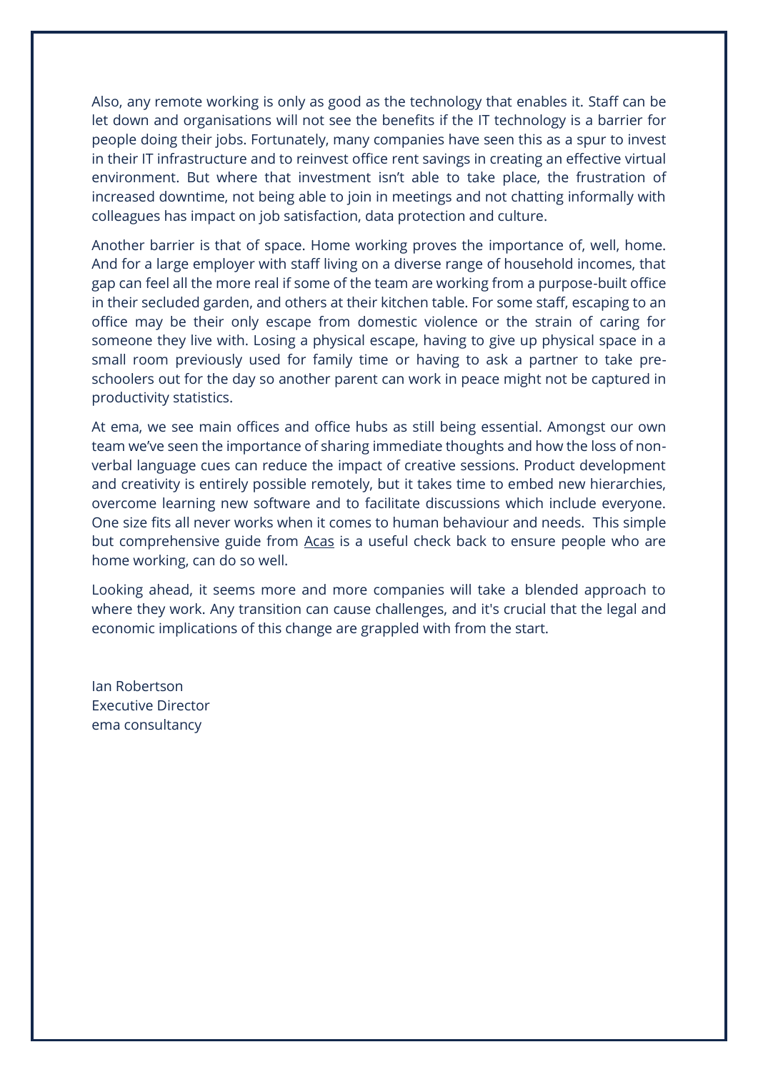Also, any remote working is only as good as the technology that enables it. Staff can be let down and organisations will not see the benefits if the IT technology is a barrier for people doing their jobs. Fortunately, many companies have seen this as a spur to invest in their IT infrastructure and to reinvest office rent savings in creating an effective virtual environment. But where that investment isn't able to take place, the frustration of increased downtime, not being able to join in meetings and not chatting informally with colleagues has impact on job satisfaction, data protection and culture.

Another barrier is that of space. Home working proves the importance of, well, home. And for a large employer with staff living on a diverse range of household incomes, that gap can feel all the more real if some of the team are working from a purpose-built office in their secluded garden, and others at their kitchen table. For some staff, escaping to an office may be their only escape from domestic violence or the strain of caring for someone they live with. Losing a physical escape, having to give up physical space in a small room previously used for family time or having to ask a partner to take pre-schoolers out for the day so another parent can work in peace might not be captured in productivity statistics.

At ema, we see main offices and office hubs as still being essential. Amongst our own team we've seen the importance of sharing immediate thoughts and how the loss of non-verbal language cues can reduce the impact of creative sessions. Product development and creativity is entirely possible remotely, but it takes time to embed new hierarchies, overcome learning new software and to facilitate discussions which include everyone. One size fits all never works when it comes to human behaviour and needs. This simple but comprehensive guide from Acas is a useful check back to ensure people who are home working, can do so well.

Looking ahead, it seems more and more companies will take a blended approach to where they work. Any transition can cause challenges, and it's crucial that the legal and economic implications of this change are grappled with from the start.

Ian Robertson
Executive Director
ema consultancy